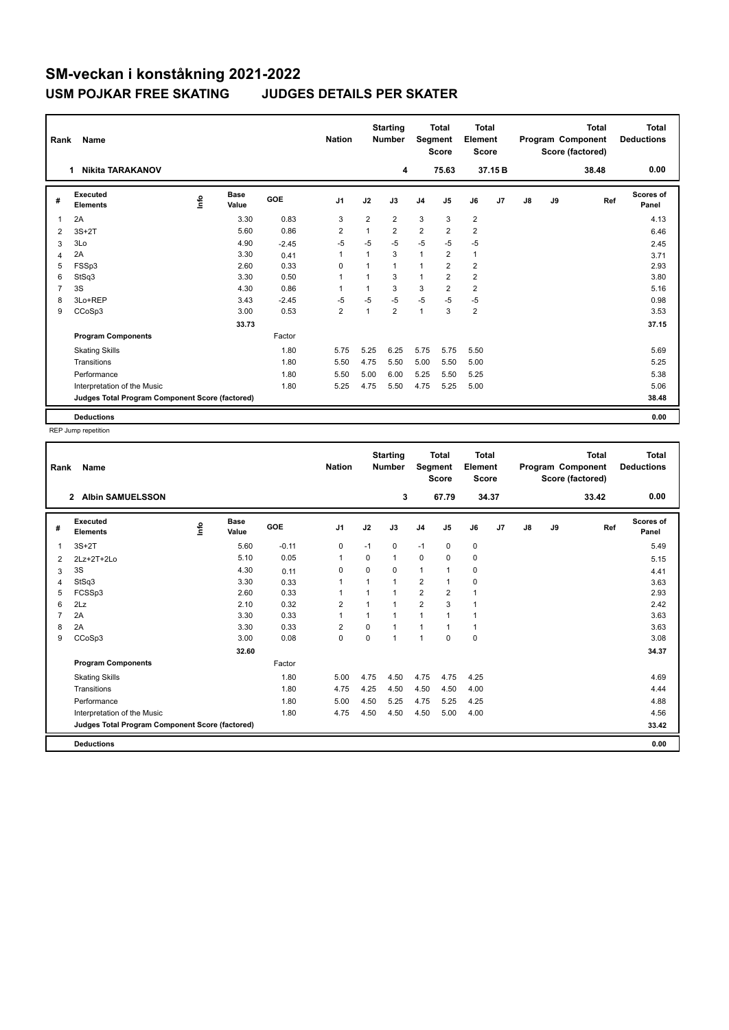# SM-veckan i konståkning 2021-2022

## USM POJKAR FREE SKATING JUDGES DETAILS PER SKATER

| Rank | Name | Nation | Starting Number | Total Segment Score | Total Element Score | Total Program Component Score (factored) | Total Deductions |
|---|---|---|---|---|---|---|---|
| 1 | Nikita TARAKANOV | | 4 | 75.63 | 37.15 B | 38.48 | 0.00 |

| # | Executed Elements | Info | Base Value | GOE | J1 | J2 | J3 | J4 | J5 | J6 | J7 | J8 | J9 | Ref | Scores of Panel |
|---|---|---|---|---|---|---|---|---|---|---|---|---|---|---|---|
| 1 | 2A | | 3.30 | 0.83 | 3 | 2 | 2 | 3 | 3 | 2 | | | | | 4.13 |
| 2 | 3S+2T | | 5.60 | 0.86 | 2 | 1 | 2 | 2 | 2 | 2 | | | | | 6.46 |
| 3 | 3Lo | | 4.90 | -2.45 | -5 | -5 | -5 | -5 | -5 | -5 | | | | | 2.45 |
| 4 | 2A | | 3.30 | 0.41 | 1 | 1 | 3 | 1 | 2 | 1 | | | | | 3.71 |
| 5 | FSSp3 | | 2.60 | 0.33 | 0 | 1 | 1 | 1 | 2 | 2 | | | | | 2.93 |
| 6 | StSq3 | | 3.30 | 0.50 | 1 | 1 | 3 | 1 | 2 | 2 | | | | | 3.80 |
| 7 | 3S | | 4.30 | 0.86 | 1 | 1 | 3 | 3 | 2 | 2 | | | | | 5.16 |
| 8 | 3Lo+REP | | 3.43 | -2.45 | -5 | -5 | -5 | -5 | -5 | -5 | | | | | 0.98 |
| 9 | CCoSp3 | | 3.00 | 0.53 | 2 | 1 | 2 | 1 | 3 | 2 | | | | | 3.53 |
| | | | 33.73 | | | | | | | | | | | | 37.15 |
| | **Program Components** | | | Factor | | | | | | | | | | | |
| | Skating Skills | | | 1.80 | 5.75 | 5.25 | 6.25 | 5.75 | 5.75 | 5.50 | | | | | 5.69 |
| | Transitions | | | 1.80 | 5.50 | 4.75 | 5.50 | 5.00 | 5.50 | 5.00 | | | | | 5.25 |
| | Performance | | | 1.80 | 5.50 | 5.00 | 6.00 | 5.25 | 5.50 | 5.25 | | | | | 5.38 |
| | Interpretation of the Music | | | 1.80 | 5.25 | 4.75 | 5.50 | 4.75 | 5.25 | 5.00 | | | | | 5.06 |
| | **Judges Total Program Component Score (factored)** | | | | | | | | | | | | | | 38.48 |
| | **Deductions** | | | | | | | | | | | | | | 0.00 |

REP Jump repetition

| Rank | Name | Nation | Starting Number | Total Segment Score | Total Element Score | Total Program Component Score (factored) | Total Deductions |
|---|---|---|---|---|---|---|---|
| 2 | Albin SAMUELSSON | | 3 | 67.79 | 34.37 | 33.42 | 0.00 |

| # | Executed Elements | Info | Base Value | GOE | J1 | J2 | J3 | J4 | J5 | J6 | J7 | J8 | J9 | Ref | Scores of Panel |
|---|---|---|---|---|---|---|---|---|---|---|---|---|---|---|---|
| 1 | 3S+2T | | 5.60 | -0.11 | 0 | -1 | 0 | -1 | 0 | 0 | | | | | 5.49 |
| 2 | 2Lz+2T+2Lo | | 5.10 | 0.05 | 1 | 0 | 1 | 0 | 0 | 0 | | | | | 5.15 |
| 3 | 3S | | 4.30 | 0.11 | 0 | 0 | 0 | 1 | 1 | 0 | | | | | 4.41 |
| 4 | StSq3 | | 3.30 | 0.33 | 1 | 1 | 1 | 2 | 1 | 0 | | | | | 3.63 |
| 5 | FCSSp3 | | 2.60 | 0.33 | 1 | 1 | 1 | 2 | 2 | 1 | | | | | 2.93 |
| 6 | 2Lz | | 2.10 | 0.32 | 2 | 1 | 1 | 2 | 3 | 1 | | | | | 2.42 |
| 7 | 2A | | 3.30 | 0.33 | 1 | 1 | 1 | 1 | 1 | 1 | | | | | 3.63 |
| 8 | 2A | | 3.30 | 0.33 | 2 | 0 | 1 | 1 | 1 | 1 | | | | | 3.63 |
| 9 | CCoSp3 | | 3.00 | 0.08 | 0 | 0 | 1 | 1 | 0 | 0 | | | | | 3.08 |
| | | | 32.60 | | | | | | | | | | | | 34.37 |
| | **Program Components** | | | Factor | | | | | | | | | | | |
| | Skating Skills | | | 1.80 | 5.00 | 4.75 | 4.50 | 4.75 | 4.75 | 4.25 | | | | | 4.69 |
| | Transitions | | | 1.80 | 4.75 | 4.25 | 4.50 | 4.50 | 4.50 | 4.00 | | | | | 4.44 |
| | Performance | | | 1.80 | 5.00 | 4.50 | 5.25 | 4.75 | 5.25 | 4.25 | | | | | 4.88 |
| | Interpretation of the Music | | | 1.80 | 4.75 | 4.50 | 4.50 | 4.50 | 5.00 | 4.00 | | | | | 4.56 |
| | **Judges Total Program Component Score (factored)** | | | | | | | | | | | | | | 33.42 |
| | **Deductions** | | | | | | | | | | | | | | 0.00 |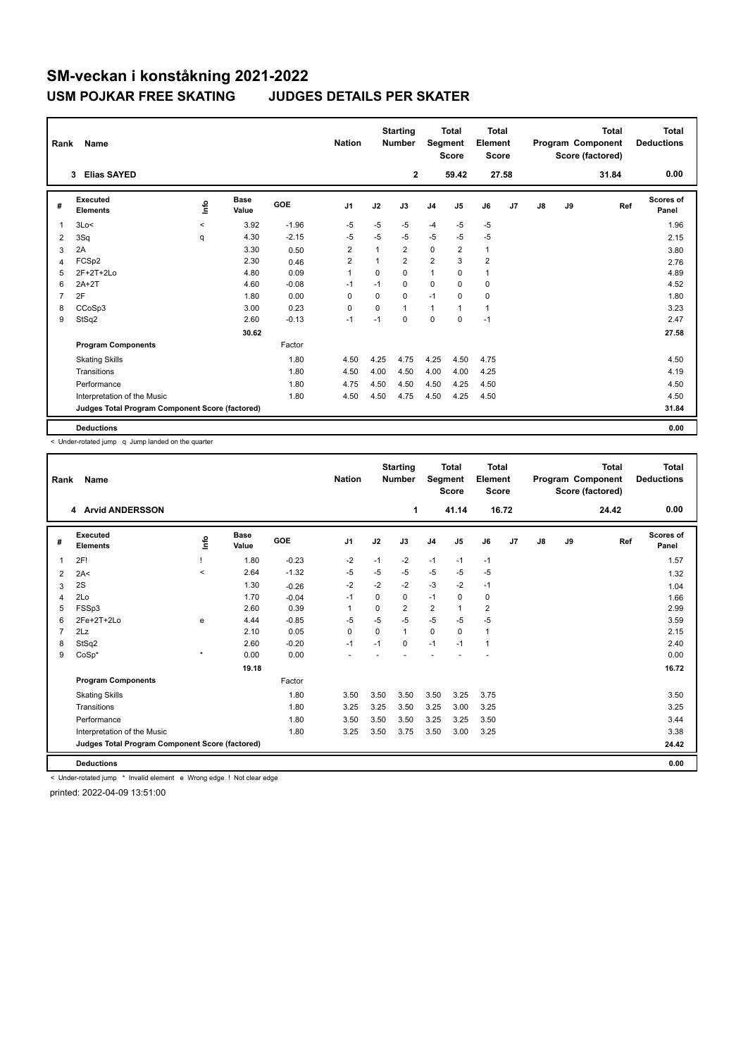# SM-veckan i konståkning 2021-2022

## USM POJKAR FREE SKATING JUDGES DETAILS PER SKATER

| Rank | Name | Nation | Starting Number | Total Segment Score | Total Element Score | Total Program Component Score (factored) | Total Deductions |
|---|---|---|---|---|---|---|---|
| 3 | Elias SAYED | | 2 | 59.42 | 27.58 | 31.84 | 0.00 |

| # | Executed Elements | Info | Base Value | GOE | J1 | J2 | J3 | J4 | J5 | J6 | J7 | J8 | J9 | Ref | Scores of Panel |
|---|---|---|---|---|---|---|---|---|---|---|---|---|---|---|---|
| 1 | 3Lo< | < | 3.92 | -1.96 | -5 | -5 | -5 | -4 | -5 | -5 | | | | | 1.96 |
| 2 | 3Sq | q | 4.30 | -2.15 | -5 | -5 | -5 | -5 | -5 | -5 | | | | | 2.15 |
| 3 | 2A | | 3.30 | 0.50 | 2 | 1 | 2 | 0 | 2 | 1 | | | | | 3.80 |
| 4 | FCSp2 | | 2.30 | 0.46 | 2 | 1 | 2 | 2 | 3 | 2 | | | | | 2.76 |
| 5 | 2F+2T+2Lo | | 4.80 | 0.09 | 1 | 0 | 0 | 1 | 0 | 1 | | | | | 4.89 |
| 6 | 2A+2T | | 4.60 | -0.08 | -1 | -1 | 0 | 0 | 0 | 0 | | | | | 4.52 |
| 7 | 2F | | 1.80 | 0.00 | 0 | 0 | 0 | -1 | 0 | 0 | | | | | 1.80 |
| 8 | CCoSp3 | | 3.00 | 0.23 | 0 | 0 | 1 | 1 | 1 | 1 | | | | | 3.23 |
| 9 | StSq2 | | 2.60 | -0.13 | -1 | -1 | 0 | 0 | 0 | -1 | | | | | 2.47 |
| | | | 30.62 | | | | | | | | | | | | 27.58 |
| | **Program Components** | | | Factor | | | | | | | | | | | |
| | Skating Skills | | | 1.80 | 4.50 | 4.25 | 4.75 | 4.25 | 4.50 | 4.75 | | | | | 4.50 |
| | Transitions | | | 1.80 | 4.50 | 4.00 | 4.50 | 4.00 | 4.00 | 4.25 | | | | | 4.19 |
| | Performance | | | 1.80 | 4.75 | 4.50 | 4.50 | 4.50 | 4.25 | 4.50 | | | | | 4.50 |
| | Interpretation of the Music | | | 1.80 | 4.50 | 4.50 | 4.75 | 4.50 | 4.25 | 4.50 | | | | | 4.50 |
| | **Judges Total Program Component Score (factored)** | | | | | | | | | | | | | | 31.84 |
| | **Deductions** | | | | | | | | | | | | | | 0.00 |

< Under-rotated jump q Jump landed on the quarter

| Rank | Name | Nation | Starting Number | Total Segment Score | Total Element Score | Total Program Component Score (factored) | Total Deductions |
|---|---|---|---|---|---|---|---|
| 4 | Arvid ANDERSSON | | 1 | 41.14 | 16.72 | 24.42 | 0.00 |

| # | Executed Elements | Info | Base Value | GOE | J1 | J2 | J3 | J4 | J5 | J6 | J7 | J8 | J9 | Ref | Scores of Panel |
|---|---|---|---|---|---|---|---|---|---|---|---|---|---|---|---|
| 1 | 2F! | ! | 1.80 | -0.23 | -2 | -1 | -2 | -1 | -1 | -1 | | | | | 1.57 |
| 2 | 2A< | < | 2.64 | -1.32 | -5 | -5 | -5 | -5 | -5 | -5 | | | | | 1.32 |
| 3 | 2S | | 1.30 | -0.26 | -2 | -2 | -2 | -3 | -2 | -1 | | | | | 1.04 |
| 4 | 2Lo | | 1.70 | -0.04 | -1 | 0 | 0 | -1 | 0 | 0 | | | | | 1.66 |
| 5 | FSSp3 | | 2.60 | 0.39 | 1 | 0 | 2 | 2 | 1 | 2 | | | | | 2.99 |
| 6 | 2Fe+2T+2Lo | e | 4.44 | -0.85 | -5 | -5 | -5 | -5 | -5 | -5 | | | | | 3.59 |
| 7 | 2Lz | | 2.10 | 0.05 | 0 | 0 | 1 | 0 | 0 | 1 | | | | | 2.15 |
| 8 | StSq2 | | 2.60 | -0.20 | -1 | -1 | 0 | -1 | -1 | 1 | | | | | 2.40 |
| 9 | CoSp* | * | 0.00 | 0.00 | - | - | - | - | - | - | | | | | 0.00 |
| | | | 19.18 | | | | | | | | | | | | 16.72 |
| | **Program Components** | | | Factor | | | | | | | | | | | |
| | Skating Skills | | | 1.80 | 3.50 | 3.50 | 3.50 | 3.50 | 3.25 | 3.75 | | | | | 3.50 |
| | Transitions | | | 1.80 | 3.25 | 3.25 | 3.50 | 3.25 | 3.00 | 3.25 | | | | | 3.25 |
| | Performance | | | 1.80 | 3.50 | 3.50 | 3.50 | 3.25 | 3.25 | 3.50 | | | | | 3.44 |
| | Interpretation of the Music | | | 1.80 | 3.25 | 3.50 | 3.75 | 3.50 | 3.00 | 3.25 | | | | | 3.38 |
| | **Judges Total Program Component Score (factored)** | | | | | | | | | | | | | | 24.42 |
| | **Deductions** | | | | | | | | | | | | | | 0.00 |

< Under-rotated jump * Invalid element e Wrong edge ! Not clear edge

printed: 2022-04-09 13:51:00